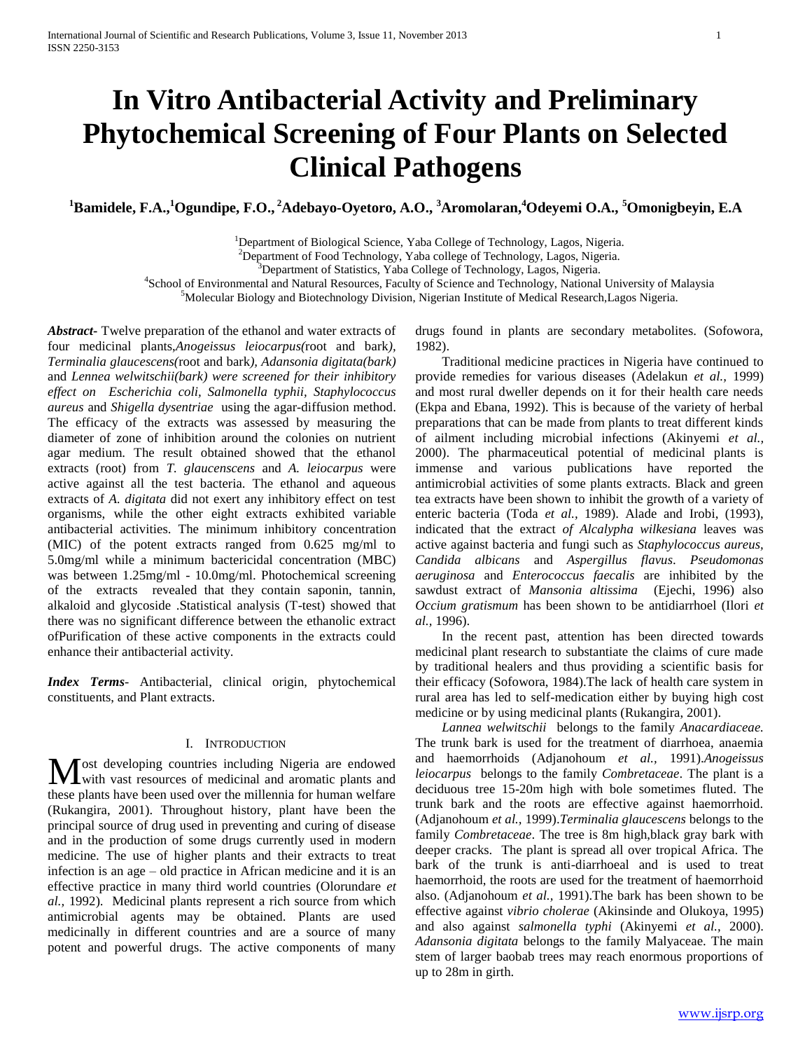# In Vitro Antibacterial Activity and Preliminary Phytochemical Screening of Four Plants on Selected Clinical Pathogens

**[1]Bamidele, F.A.,[1]Ogundipe, F.O., [2]Adebayo-Oyetoro, A.O., [3]Aromolaran,[4]Odeyemi O.A., [5]Omonigbeyin, E.A**

[1]Department of Biological Science, Yaba College of Technology, Lagos, Nigeria.
[2]Department of Food Technology, Yaba college of Technology, Lagos, Nigeria.
[3]Department of Statistics, Yaba College of Technology, Lagos, Nigeria.
[4]School of Environmental and Natural Resources, Faculty of Science and Technology, National University of Malaysia
[5]Molecular Biology and Biotechnology Division, Nigerian Institute of Medical Research,Lagos Nigeria.

***Abstract***- Twelve preparation of the ethanol and water extracts of four medicinal plants,*Anogeissus leiocarpus(*root and bark*), Terminalia glaucescens(*root and bark*), Adansonia digitata(bark)* and *Lennea welwitschii(bark) were screened for their inhibitory effect on Escherichia coli, Salmonella typhii, Staphylococcus aureus* and *Shigella dysentriae* using the agar-diffusion method. The efficacy of the extracts was assessed by measuring the diameter of zone of inhibition around the colonies on nutrient agar medium. The result obtained showed that the ethanol extracts (root) from *T. glaucenscens* and *A. leiocarpus* were active against all the test bacteria. The ethanol and aqueous extracts of *A. digitata* did not exert any inhibitory effect on test organisms, while the other eight extracts exhibited variable antibacterial activities. The minimum inhibitory concentration (MIC) of the potent extracts ranged from 0.625 mg/ml to 5.0mg/ml while a minimum bactericidal concentration (MBC) was between 1.25mg/ml - 10.0mg/ml. Photochemical screening of the extracts revealed that they contain saponin, tannin, alkaloid and glycoside .Statistical analysis (T-test) showed that there was no significant difference between the ethanolic extract ofPurification of these active components in the extracts could enhance their antibacterial activity.

***Index Terms***- Antibacterial, clinical origin, phytochemical constituents, and Plant extracts.

## I. Introduction

Most developing countries including Nigeria are endowed with vast resources of medicinal and aromatic plants and these plants have been used over the millennia for human welfare (Rukangira, 2001). Throughout history, plant have been the principal source of drug used in preventing and curing of disease and in the production of some drugs currently used in modern medicine. The use of higher plants and their extracts to treat infection is an age – old practice in African medicine and it is an effective practice in many third world countries (Olorundare *et al.,* 1992). Medicinal plants represent a rich source from which antimicrobial agents may be obtained. Plants are used medicinally in different countries and are a source of many potent and powerful drugs. The active components of many drugs found in plants are secondary metabolites. (Sofowora, 1982).

Traditional medicine practices in Nigeria have continued to provide remedies for various diseases (Adelakun *et al.,* 1999) and most rural dweller depends on it for their health care needs (Ekpa and Ebana, 1992). This is because of the variety of herbal preparations that can be made from plants to treat different kinds of ailment including microbial infections (Akinyemi *et al.,* 2000). The pharmaceutical potential of medicinal plants is immense and various publications have reported the antimicrobial activities of some plants extracts. Black and green tea extracts have been shown to inhibit the growth of a variety of enteric bacteria (Toda *et al.,* 1989). Alade and Irobi, (1993), indicated that the extract *of Alcalypha wilkesiana* leaves was active against bacteria and fungi such as *Staphylococcus aureus, Candida albicans* and *Aspergillus flavus*. *Pseudomonas aeruginosa* and *Enterococcus faecalis* are inhibited by the sawdust extract of *Mansonia altissima* (Ejechi, 1996) also *Occium gratismum* has been shown to be antidiarrhoel (Ilori *et al.,* 1996).

In the recent past, attention has been directed towards medicinal plant research to substantiate the claims of cure made by traditional healers and thus providing a scientific basis for their efficacy (Sofowora, 1984).The lack of health care system in rural area has led to self-medication either by buying high cost medicine or by using medicinal plants (Rukangira, 2001).

*Lannea welwitschii* belongs to the family *Anacardiaceae.* The trunk bark is used for the treatment of diarrhoea, anaemia and haemorrhoids (Adjanohoum *et al.,* 1991).*Anogeissus leiocarpus* belongs to the family *Combretaceae*. The plant is a deciduous tree 15-20m high with bole sometimes fluted. The trunk bark and the roots are effective against haemorrhoid. (Adjanohoum *et al.,* 1999).*Terminalia glaucescens* belongs to the family *Combretaceae*. The tree is 8m high,black gray bark with deeper cracks. The plant is spread all over tropical Africa. The bark of the trunk is anti-diarrhoeal and is used to treat haemorrhoid, the roots are used for the treatment of haemorrhoid also. (Adjanohoum *et al.,* 1991).The bark has been shown to be effective against *vibrio cholerae* (Akinsinde and Olukoya, 1995) and also against *salmonella typhi* (Akinyemi *et al.,* 2000). *Adansonia digitata* belongs to the family Malyaceae. The main stem of larger baobab trees may reach enormous proportions of up to 28m in girth.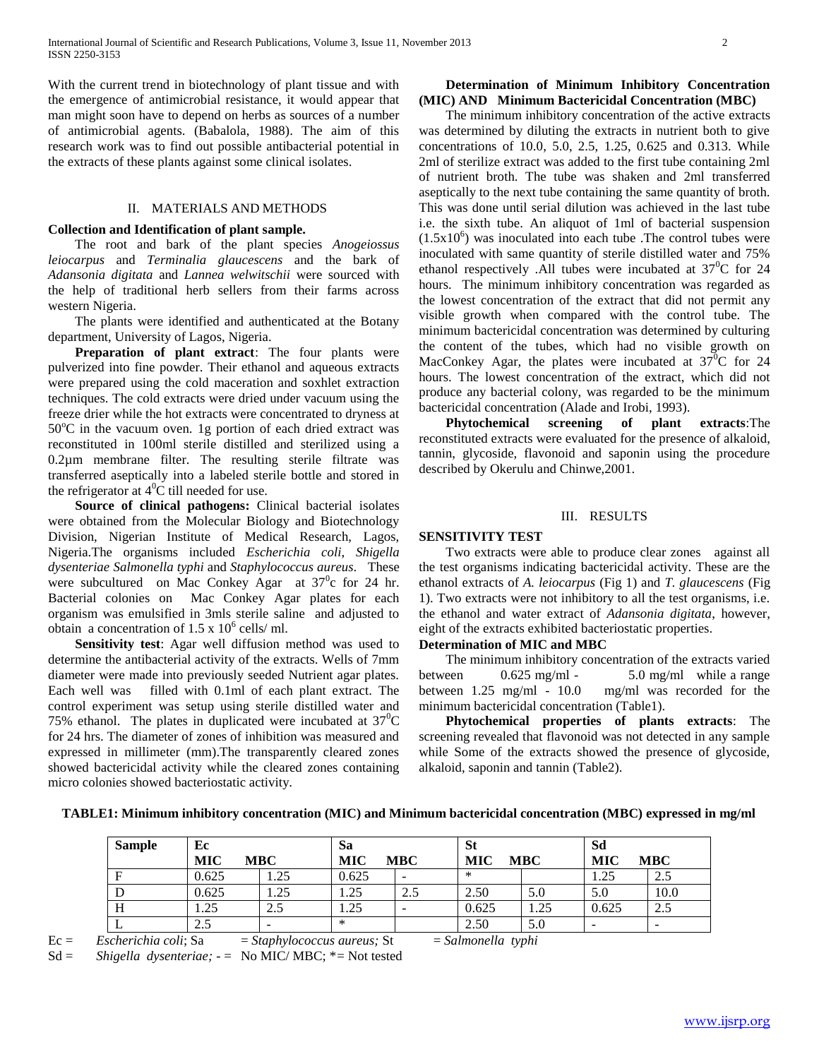With the current trend in biotechnology of plant tissue and with the emergence of antimicrobial resistance, it would appear that man might soon have to depend on herbs as sources of a number of antimicrobial agents. (Babalola, 1988). The aim of this research work was to find out possible antibacterial potential in the extracts of these plants against some clinical isolates.

## II. MATERIALS AND METHODS

**Collection and Identification of plant sample.**

The root and bark of the plant species *Anogeiossus leiocarpus* and *Terminalia glaucescens* and the bark of *Adansonia digitata* and *Lannea welwitschii* were sourced with the help of traditional herb sellers from their farms across western Nigeria.

The plants were identified and authenticated at the Botany department, University of Lagos, Nigeria.

**Preparation of plant extract**: The four plants were pulverized into fine powder. Their ethanol and aqueous extracts were prepared using the cold maceration and soxhlet extraction techniques. The cold extracts were dried under vacuum using the freeze drier while the hot extracts were concentrated to dryness at $50^oC$ in the vacuum oven. 1g portion of each dried extract was reconstituted in 100ml sterile distilled and sterilized using a 0.2µm membrane filter. The resulting sterile filtrate was transferred aseptically into a labeled sterile bottle and stored in the refrigerator at $4^0C$ till needed for use.

**Source of clinical pathogens:** Clinical bacterial isolates were obtained from the Molecular Biology and Biotechnology Division, Nigerian Institute of Medical Research, Lagos, Nigeria.The organisms included *Escherichia coli*, *Shigella dysenteriae Salmonella typhi* and *Staphylococcus aureus*. These were subcultured on Mac Conkey Agar at $37^0c$ for 24 hr. Bacterial colonies on Mac Conkey Agar plates for each organism was emulsified in 3mls sterile saline and adjusted to obtain a concentration of $1.5 \times 10^6$ cells/ ml.

**Sensitivity test**: Agar well diffusion method was used to determine the antibacterial activity of the extracts. Wells of 7mm diameter were made into previously seeded Nutrient agar plates. Each well was filled with 0.1ml of each plant extract. The control experiment was setup using sterile distilled water and 75% ethanol. The plates in duplicated were incubated at $37^0C$ for 24 hrs. The diameter of zones of inhibition was measured and expressed in millimeter (mm).The transparently cleared zones showed bactericidal activity while the cleared zones containing micro colonies showed bacteriostatic activity.

**Determination of Minimum Inhibitory Concentration (MIC) AND Minimum Bactericidal Concentration (MBC)**

The minimum inhibitory concentration of the active extracts was determined by diluting the extracts in nutrient both to give concentrations of 10.0, 5.0, 2.5, 1.25, 0.625 and 0.313. While 2ml of sterilize extract was added to the first tube containing 2ml of nutrient broth. The tube was shaken and 2ml transferred aseptically to the next tube containing the same quantity of broth. This was done until serial dilution was achieved in the last tube i.e. the sixth tube. An aliquot of 1ml of bacterial suspension $(1.5\times10^6)$ was inoculated into each tube .The control tubes were inoculated with same quantity of sterile distilled water and 75% ethanol respectively .All tubes were incubated at $37^0C$ for 24 hours. The minimum inhibitory concentration was regarded as the lowest concentration of the extract that did not permit any visible growth when compared with the control tube. The minimum bactericidal concentration was determined by culturing the content of the tubes, which had no visible growth on MacConkey Agar, the plates were incubated at $37^0C$ for 24 hours. The lowest concentration of the extract, which did not produce any bacterial colony, was regarded to be the minimum bactericidal concentration (Alade and Irobi, 1993).

**Phytochemical screening of plant extracts**:The reconstituted extracts were evaluated for the presence of alkaloid, tannin, glycoside, flavonoid and saponin using the procedure described by Okerulu and Chinwe,2001.

## III. RESULTS

**SENSITIVITY TEST**

Two extracts were able to produce clear zones against all the test organisms indicating bactericidal activity. These are the ethanol extracts of *A. leiocarpus* (Fig 1) and *T. glaucescens* (Fig 1). Two extracts were not inhibitory to all the test organisms, i.e. the ethanol and water extract of *Adansonia digitata*, however, eight of the extracts exhibited bacteriostatic properties.

**Determination of MIC and MBC**

The minimum inhibitory concentration of the extracts varied between 0.625 mg/ml - 5.0 mg/ml while a range between 1.25 mg/ml - 10.0 mg/ml was recorded for the minimum bactericidal concentration (Table1).

**Phytochemical properties of plants extracts**: The screening revealed that flavonoid was not detected in any sample while Some of the extracts showed the presence of glycoside, alkaloid, saponin and tannin (Table2).

**TABLE1: Minimum inhibitory concentration (MIC) and Minimum bactericidal concentration (MBC) expressed in mg/ml**

| Sample | Ec | | Sa | | St | | Sd | |
|---|---|---|---|---|---|---|---|---|
| | MIC | MBC | MIC | MBC | MIC | MBC | MIC | MBC |
| F | 0.625 | 1.25 | 0.625 | - | * | | 1.25 | 2.5 |
| D | 0.625 | 1.25 | 1.25 | 2.5 | 2.50 | 5.0 | 5.0 | 10.0 |
| H | 1.25 | 2.5 | 1.25 | - | 0.625 | 1.25 | 0.625 | 2.5 |
| L | 2.5 | - | * | | 2.50 | 5.0 | - | - |

Ec = *Escherichia coli*; Sa = *Staphylococcus aureus;* St = *Salmonella typhi*

Sd = *Shigella dysenteriae;* - = No MIC/ MBC; *= Not tested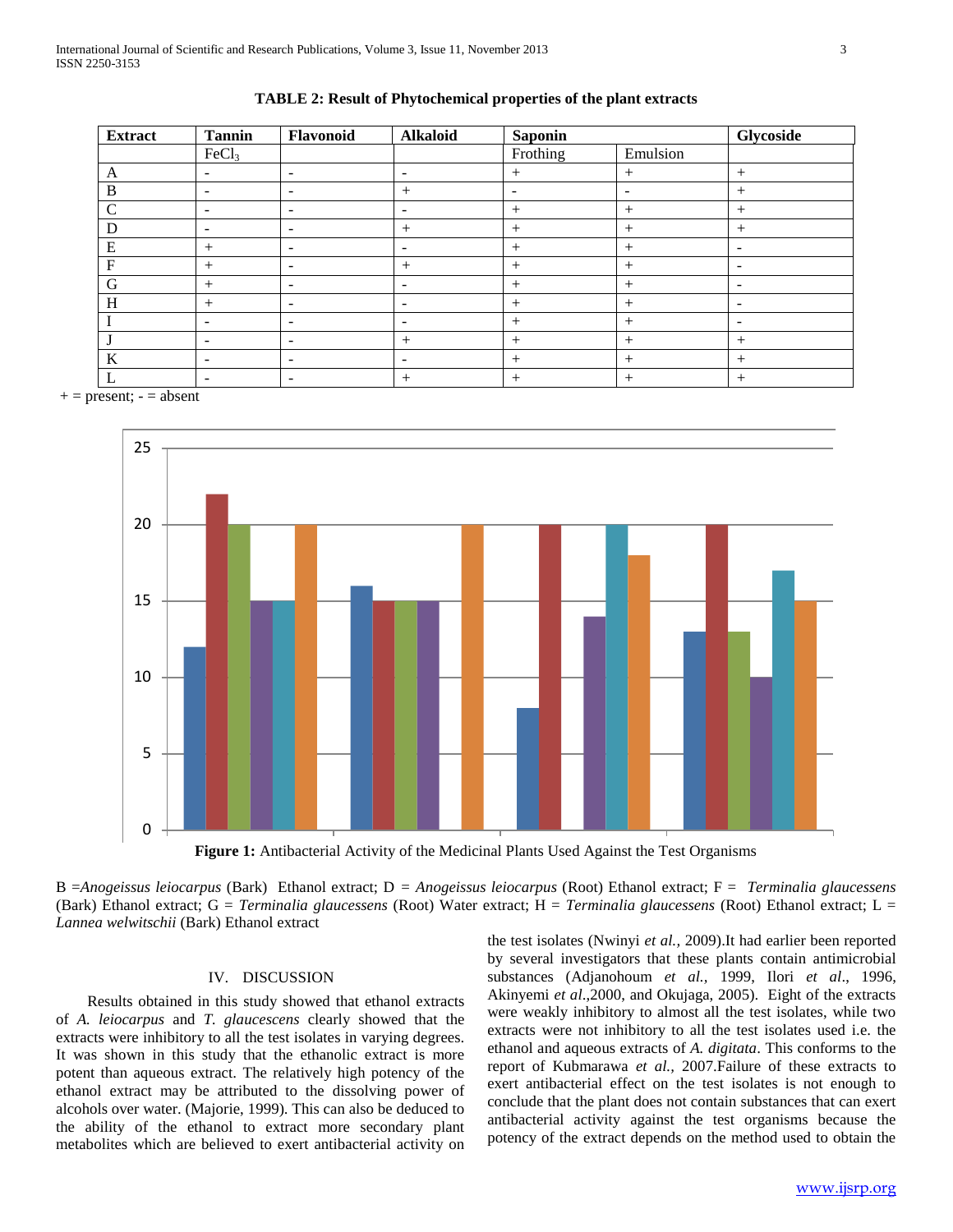**TABLE 2: Result of Phytochemical properties of the plant extracts**

| Extract | Tannin | Flavonoid | Alkaloid | Saponin | | Glycoside |
|---|---|---|---|---|---|---|
| | $FeCl_3$ | | | Frothing | Emulsion | |
| A | - | - | - | + | + | + |
| B | - | - | + | - | - | + |
| C | - | - | - | + | + | + |
| D | - | - | + | + | + | + |
| E | + | - | - | + | + | - |
| F | + | - | + | + | + | - |
| G | + | - | - | + | + | - |
| H | + | - | - | + | + | - |
| I | - | - | - | + | + | - |
| J | - | - | + | + | + | + |
| K | - | - | - | + | + | + |
| L | - | - | + | + | + | + |

+ = present; - = absent

**Figure 1:** Antibacterial Activity of the Medicinal Plants Used Against the Test Organisms

B =*Anogeissus leiocarpus* (Bark) Ethanol extract; D = *Anogeissus leiocarpus* (Root) Ethanol extract; F = *Terminalia glaucessens* (Bark) Ethanol extract; G = *Terminalia glaucessens* (Root) Water extract; H = *Terminalia glaucessens* (Root) Ethanol extract; L = *Lannea welwitschii* (Bark) Ethanol extract

## IV. DISCUSSION

Results obtained in this study showed that ethanol extracts of *A. leiocarpus* and *T. glaucescens* clearly showed that the extracts were inhibitory to all the test isolates in varying degrees. It was shown in this study that the ethanolic extract is more potent than aqueous extract. The relatively high potency of the ethanol extract may be attributed to the dissolving power of alcohols over water. (Majorie, 1999). This can also be deduced to the ability of the ethanol to extract more secondary plant metabolites which are believed to exert antibacterial activity on the test isolates (Nwinyi *et al.*, 2009).It had earlier been reported by several investigators that these plants contain antimicrobial substances (Adjanohoum *et al.,* 1999, Ilori *et al*., 1996, Akinyemi *et al*.,2000, and Okujaga, 2005). Eight of the extracts were weakly inhibitory to almost all the test isolates, while two extracts were not inhibitory to all the test isolates used i.e. the ethanol and aqueous extracts of *A. digitata*. This conforms to the report of Kubmarawa *et al.,* 2007.Failure of these extracts to exert antibacterial effect on the test isolates is not enough to conclude that the plant does not contain substances that can exert antibacterial activity against the test organisms because the potency of the extract depends on the method used to obtain the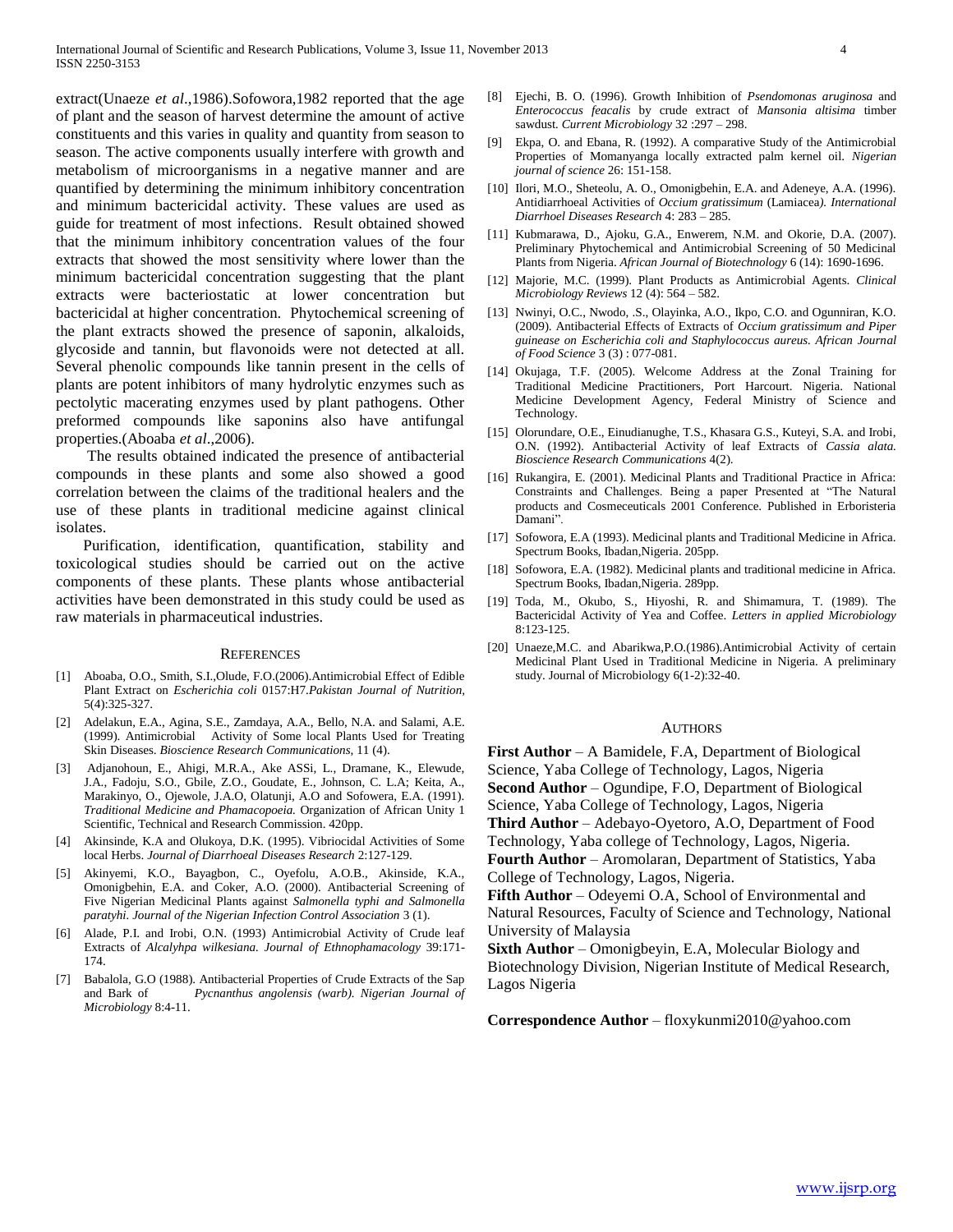extract(Unaeze *et al*.,1986).Sofowora,1982 reported that the age of plant and the season of harvest determine the amount of active constituents and this varies in quality and quantity from season to season. The active components usually interfere with growth and metabolism of microorganisms in a negative manner and are quantified by determining the minimum inhibitory concentration and minimum bactericidal activity. These values are used as guide for treatment of most infections. Result obtained showed that the minimum inhibitory concentration values of the four extracts that showed the most sensitivity where lower than the minimum bactericidal concentration suggesting that the plant extracts were bacteriostatic at lower concentration but bactericidal at higher concentration. Phytochemical screening of the plant extracts showed the presence of saponin, alkaloids, glycoside and tannin, but flavonoids were not detected at all. Several phenolic compounds like tannin present in the cells of plants are potent inhibitors of many hydrolytic enzymes such as pectolytic macerating enzymes used by plant pathogens. Other preformed compounds like saponins also have antifungal properties.(Aboaba *et al*.,2006).

The results obtained indicated the presence of antibacterial compounds in these plants and some also showed a good correlation between the claims of the traditional healers and the use of these plants in traditional medicine against clinical isolates.

Purification, identification, quantification, stability and toxicological studies should be carried out on the active components of these plants. These plants whose antibacterial activities have been demonstrated in this study could be used as raw materials in pharmaceutical industries.

## References

[1] Aboaba, O.O., Smith, S.I.,Olude, F.O.(2006).Antimicrobial Effect of Edible Plant Extract on *Escherichia coli* 0157:H7.*Pakistan Journal of Nutrition*, 5(4):325-327.

[2] Adelakun, E.A., Agina, S.E., Zamdaya, A.A., Bello, N.A. and Salami, A.E. (1999). Antimicrobial Activity of Some local Plants Used for Treating Skin Diseases. *Bioscience Research Communications*, 11 (4).

[3] Adjanohoun, E., Ahigi, M.R.A., Ake ASSi, L., Dramane, K., Elewude, J.A., Fadoju, S.O., Gbile, Z.O., Goudate, E., Johnson, C. L.A; Keita, A., Marakinyo, O., Ojewole, J.A.O, Olatunji, A.O and Sofowera, E.A. (1991). *Traditional Medicine and Phamacopoeia.* Organization of African Unity 1 Scientific, Technical and Research Commission. 420pp.

[4] Akinsinde, K.A and Olukoya, D.K. (1995). Vibriocidal Activities of Some local Herbs. *Journal of Diarrhoeal Diseases Research* 2:127-129.

[5] Akinyemi, K.O., Bayagbon, C., Oyefolu, A.O.B., Akinside, K.A., Omonigbehin, E.A. and Coker, A.O. (2000). Antibacterial Screening of Five Nigerian Medicinal Plants against *Salmonella typhi and Salmonella paratyhi. Journal of the Nigerian Infection Control Association* 3 (1).

[6] Alade, P.I. and Irobi, O.N. (1993) Antimicrobial Activity of Crude leaf Extracts of *Alcalyhpa wilkesiana. Journal of Ethnophamacology* 39:171-174.

[7] Babalola, G.O (1988). Antibacterial Properties of Crude Extracts of the Sap and Bark of *Pycnanthus angolensis (warb). Nigerian Journal of Microbiology* 8:4-11.

[8] Ejechi, B. O. (1996). Growth Inhibition of *Psendomonas aruginosa* and *Enterococcus feacalis* by crude extract of *Mansonia altisima* timber sawdust. *Current Microbiology* 32 :297 – 298.

[9] Ekpa, O. and Ebana, R. (1992). A comparative Study of the Antimicrobial Properties of Momanyanga locally extracted palm kernel oil. *Nigerian journal of science* 26: 151-158.

[10] Ilori, M.O., Sheteolu, A. O., Omonigbehin, E.A. and Adeneye, A.A. (1996). Antidiarrhoeal Activities of *Occium gratissimum* (Lamiacea*). International Diarrhoel Diseases Research* 4: 283 – 285.

[11] Kubmarawa, D., Ajoku, G.A., Enwerem, N.M. and Okorie, D.A. (2007). Preliminary Phytochemical and Antimicrobial Screening of 50 Medicinal Plants from Nigeria. *African Journal of Biotechnology* 6 (14): 1690-1696.

[12] Majorie, M.C. (1999). Plant Products as Antimicrobial Agents. *Clinical Microbiology Reviews* 12 (4): 564 – 582.

[13] Nwinyi, O.C., Nwodo, .S., Olayinka, A.O., Ikpo, C.O. and Ogunniran, K.O. (2009). Antibacterial Effects of Extracts of *Occium gratissimum and Piper guinease on Escherichia coli and Staphylococcus aureus. African Journal of Food Science* 3 (3) : 077-081.

[14] Okujaga, T.F. (2005). Welcome Address at the Zonal Training for Traditional Medicine Practitioners, Port Harcourt. Nigeria. National Medicine Development Agency, Federal Ministry of Science and Technology.

[15] Olorundare, O.E., Einudianughe, T.S., Khasara G.S., Kuteyi, S.A. and Irobi, O.N. (1992). Antibacterial Activity of leaf Extracts of *Cassia alata. Bioscience Research Communications* 4(2).

[16] Rukangira, E. (2001). Medicinal Plants and Traditional Practice in Africa: Constraints and Challenges. Being a paper Presented at "The Natural products and Cosmeceuticals 2001 Conference. Published in Erboristeria Damani".

[17] Sofowora, E.A (1993). Medicinal plants and Traditional Medicine in Africa. Spectrum Books, Ibadan,Nigeria. 205pp.

[18] Sofowora, E.A. (1982). Medicinal plants and traditional medicine in Africa. Spectrum Books, Ibadan,Nigeria. 289pp.

[19] Toda, M., Okubo, S., Hiyoshi, R. and Shimamura, T. (1989). The Bactericidal Activity of Yea and Coffee. *Letters in applied Microbiology* 8:123-125.

[20] Unaeze,M.C. and Abarikwa,P.O.(1986).Antimicrobial Activity of certain Medicinal Plant Used in Traditional Medicine in Nigeria. A preliminary study. Journal of Microbiology 6(1-2):32-40.

## Authors

**First Author** – A Bamidele, F.A, Department of Biological Science, Yaba College of Technology, Lagos, Nigeria

**Second Author** – Ogundipe, F.O, Department of Biological Science, Yaba College of Technology, Lagos, Nigeria

**Third Author** – Adebayo-Oyetoro, A.O, Department of Food Technology, Yaba college of Technology, Lagos, Nigeria.

**Fourth Author** – Aromolaran, Department of Statistics, Yaba College of Technology, Lagos, Nigeria.

**Fifth Author** – Odeyemi O.A, School of Environmental and Natural Resources, Faculty of Science and Technology, National University of Malaysia

**Sixth Author** – Omonigbeyin, E.A, Molecular Biology and Biotechnology Division, Nigerian Institute of Medical Research, Lagos Nigeria

**Correspondence Author** – floxykunmi2010@yahoo.com